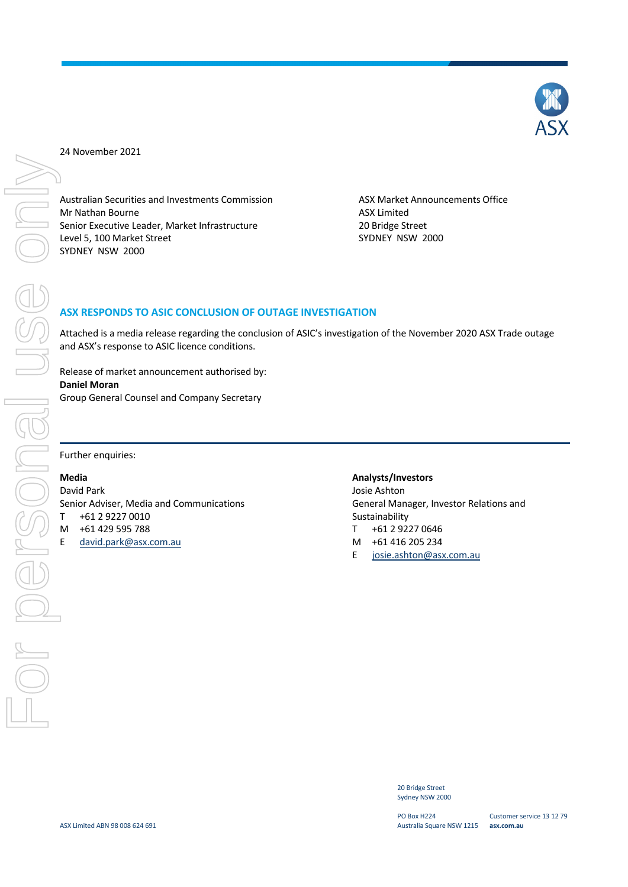24 November 2021

Australian Securities and Investments Commission
Mr Nathan Bourne
Senior Executive Leader, Market Infrastructure
Level 5, 100 Market Street
SYDNEY NSW 2000

ASX Market Announcements Office
ASX Limited
20 Bridge Street
SYDNEY NSW 2000

## ASX RESPONDS TO ASIC CONCLUSION OF OUTAGE INVESTIGATION

Attached is a media release regarding the conclusion of ASIC's investigation of the November 2020 ASX Trade outage and ASX's response to ASIC licence conditions.

Release of market announcement authorised by:
**Daniel Moran**
Group General Counsel and Company Secretary

---

Further enquiries:

**Media**
David Park
Senior Adviser, Media and Communications
T +61 2 9227 0010
M +61 429 595 788
E david.park@asx.com.au

**Analysts/Investors**
Josie Ashton
General Manager, Investor Relations and Sustainability
T +61 2 9227 0646
M +61 416 205 234
E josie.ashton@asx.com.au

ASX Limited ABN 98 008 624 691

20 Bridge Street
Sydney NSW 2000

PO Box H224
Australia Square NSW 1215

Customer service 13 12 79
**asx.com.au**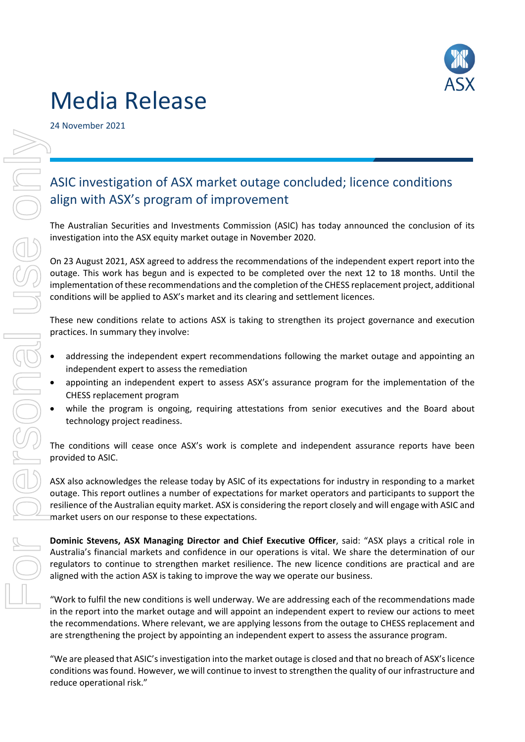# Media Release

24 November 2021

## ASIC investigation of ASX market outage concluded; licence conditions align with ASX's program of improvement

The Australian Securities and Investments Commission (ASIC) has today announced the conclusion of its investigation into the ASX equity market outage in November 2020.

On 23 August 2021, ASX agreed to address the recommendations of the independent expert report into the outage. This work has begun and is expected to be completed over the next 12 to 18 months. Until the implementation of these recommendations and the completion of the CHESS replacement project, additional conditions will be applied to ASX's market and its clearing and settlement licences.

These new conditions relate to actions ASX is taking to strengthen its project governance and execution practices. In summary they involve:

- addressing the independent expert recommendations following the market outage and appointing an independent expert to assess the remediation
- appointing an independent expert to assess ASX's assurance program for the implementation of the CHESS replacement program
- while the program is ongoing, requiring attestations from senior executives and the Board about technology project readiness.

The conditions will cease once ASX's work is complete and independent assurance reports have been provided to ASIC.

ASX also acknowledges the release today by ASIC of its expectations for industry in responding to a market outage. This report outlines a number of expectations for market operators and participants to support the resilience of the Australian equity market. ASX is considering the report closely and will engage with ASIC and market users on our response to these expectations.

**Dominic Stevens, ASX Managing Director and Chief Executive Officer**, said: "ASX plays a critical role in Australia's financial markets and confidence in our operations is vital. We share the determination of our regulators to continue to strengthen market resilience. The new licence conditions are practical and are aligned with the action ASX is taking to improve the way we operate our business.

"Work to fulfil the new conditions is well underway. We are addressing each of the recommendations made in the report into the market outage and will appoint an independent expert to review our actions to meet the recommendations. Where relevant, we are applying lessons from the outage to CHESS replacement and are strengthening the project by appointing an independent expert to assess the assurance program.

"We are pleased that ASIC's investigation into the market outage is closed and that no breach of ASX's licence conditions was found. However, we will continue to invest to strengthen the quality of our infrastructure and reduce operational risk."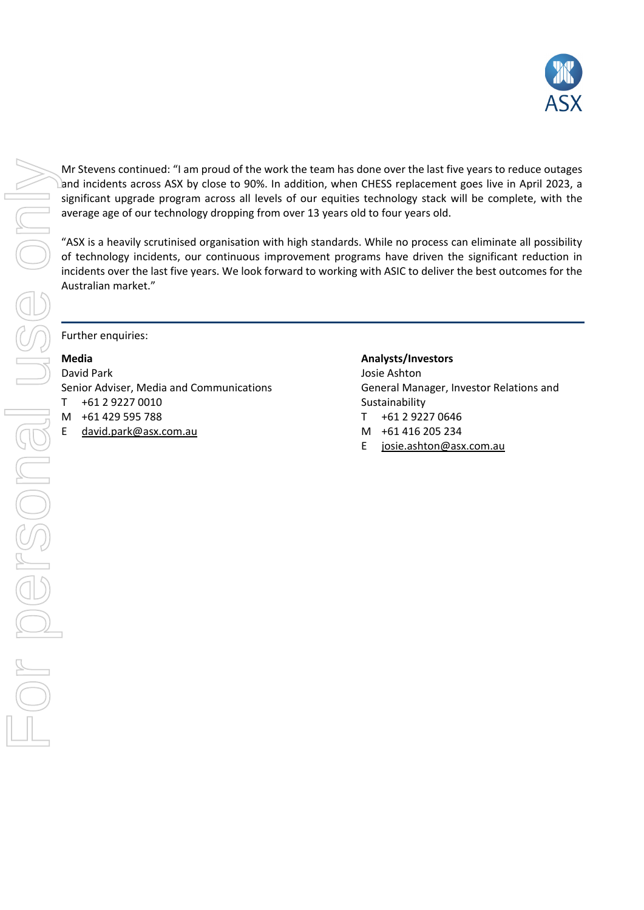Mr Stevens continued: "I am proud of the work the team has done over the last five years to reduce outages and incidents across ASX by close to 90%. In addition, when CHESS replacement goes live in April 2023, a significant upgrade program across all levels of our equities technology stack will be complete, with the average age of our technology dropping from over 13 years old to four years old.

"ASX is a heavily scrutinised organisation with high standards. While no process can eliminate all possibility of technology incidents, our continuous improvement programs have driven the significant reduction in incidents over the last five years. We look forward to working with ASIC to deliver the best outcomes for the Australian market."

---

Further enquiries:

**Media**
David Park
Senior Adviser, Media and Communications
T +61 2 9227 0010
M +61 429 595 788
E david.park@asx.com.au

**Analysts/Investors**
Josie Ashton
General Manager, Investor Relations and Sustainability
T +61 2 9227 0646
M +61 416 205 234
E josie.ashton@asx.com.au